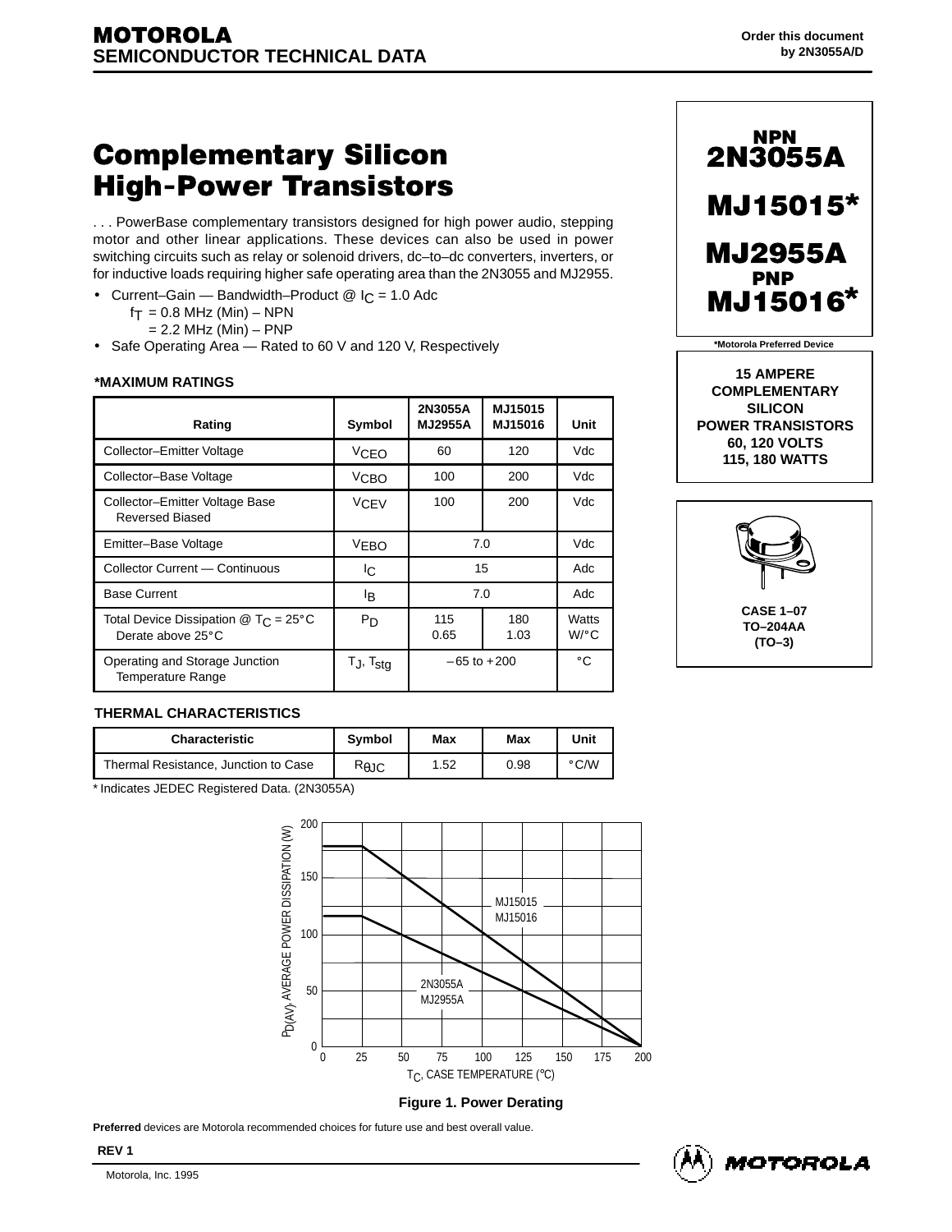**MOTOROLA**
**SEMICONDUCTOR TECHNICAL DATA**

Order this document by 2N3055A/D

# Complementary Silicon High-Power Transistors

. . . PowerBase complementary transistors designed for high power audio, stepping motor and other linear applications. These devices can also be used in power switching circuits such as relay or solenoid drivers, dc–to–dc converters, inverters, or for inductive loads requiring higher safe operating area than the 2N3055 and MJ2955.

- Current–Gain — Bandwidth–Product @ $I_C$ = 1.0 Adc
  $f_T$ = 0.8 MHz (Min) – NPN
  = 2.2 MHz (Min) – PNP
- Safe Operating Area — Rated to 60 V and 120 V, Respectively

**NPN**
**2N3055A**
**MJ15015***
**MJ2955A**
**PNP**
**MJ15016***

*Motorola Preferred Device

**15 AMPERE COMPLEMENTARY SILICON POWER TRANSISTORS 60, 120 VOLTS 115, 180 WATTS**

CASE 1–07
TO–204AA
(TO–3)

### *MAXIMUM RATINGS

| Rating | Symbol | 2N3055A MJ2955A | MJ15015 MJ15016 | Unit |
|---|---|---|---|---|
| Collector–Emitter Voltage | $V_{CEO}$ | 60 | 120 | Vdc |
| Collector–Base Voltage | $V_{CBO}$ | 100 | 200 | Vdc |
| Collector–Emitter Voltage Base Reversed Biased | $V_{CEV}$ | 100 | 200 | Vdc |
| Emitter–Base Voltage | $V_{EBO}$ | 7.0 | | Vdc |
| Collector Current — Continuous | $I_C$ | 15 | | Adc |
| Base Current | $I_B$ | 7.0 | | Adc |
| Total Device Dissipation @ $T_C$ = 25°C<br>Derate above 25°C | $P_D$ | 115<br>0.65 | 180<br>1.03 | Watts<br>W/°C |
| Operating and Storage Junction Temperature Range | $T_J$, $T_{stg}$ | –65 to +200 | | °C |

### THERMAL CHARACTERISTICS

| Characteristic | Symbol | Max | Max | Unit |
|---|---|---|---|---|
| Thermal Resistance, Junction to Case | $R_{\theta JC}$ | 1.52 | 0.98 | °C/W |

* Indicates JEDEC Registered Data. (2N3055A)

**Figure 1. Power Derating**

**Preferred** devices are Motorola recommended choices for future use and best overall value.

**REV 1**

Motorola, Inc. 1995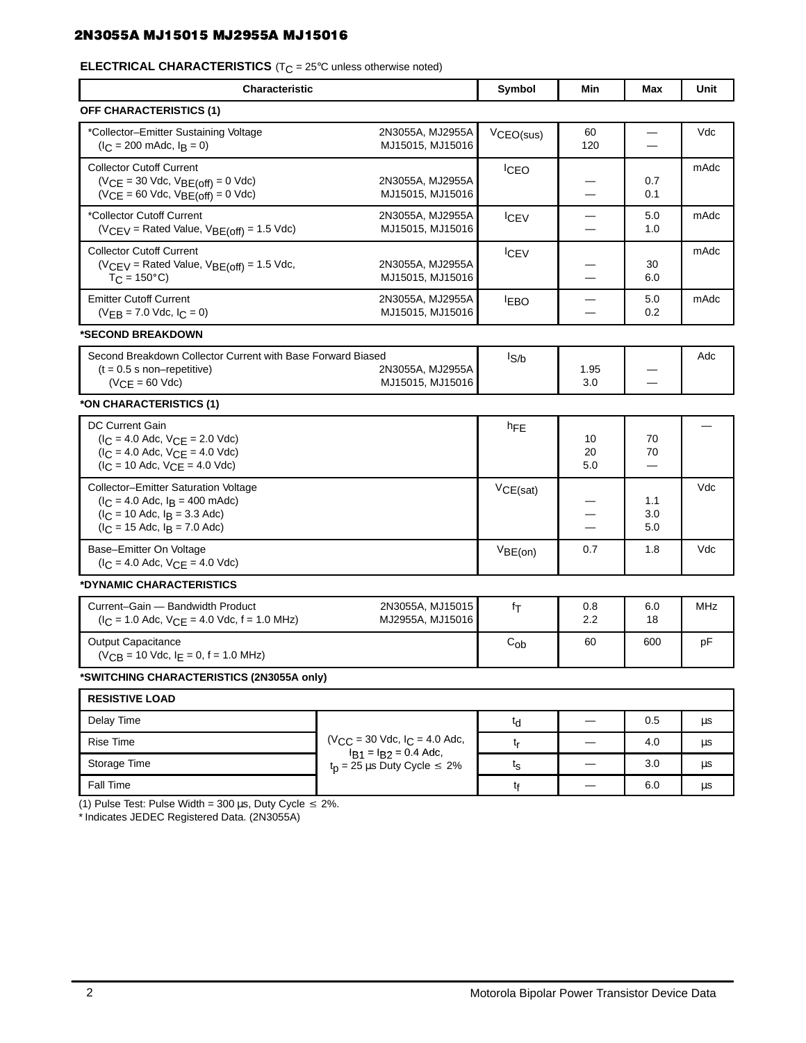**ELECTRICAL CHARACTERISTICS** ($T_C$ = 25°C unless otherwise noted)

| Characteristic | | Symbol | Min | Max | Unit |
|---|---|---|---|---|---|
| **OFF CHARACTERISTICS (1)** | | | | | |
| *Collector–Emitter Sustaining Voltage ($I_C$ = 200 mAdc, $I_B$ = 0) | 2N3055A, MJ2955A<br>MJ15015, MJ15016 | $V_{CEO(sus)}$ | 60<br>120 | —<br>— | Vdc |
| Collector Cutoff Current<br>($V_{CE}$ = 30 Vdc, $V_{BE(off)}$ = 0 Vdc)<br>($V_{CE}$ = 60 Vdc, $V_{BE(off)}$ = 0 Vdc) | 2N3055A, MJ2955A<br>MJ15015, MJ15016 | $I_{CEO}$ | —<br>— | 0.7<br>0.1 | mAdc |
| *Collector Cutoff Current ($V_{CEV}$ = Rated Value, $V_{BE(off)}$ = 1.5 Vdc) | 2N3055A, MJ2955A<br>MJ15015, MJ15016 | $I_{CEV}$ | —<br>— | 5.0<br>1.0 | mAdc |
| Collector Cutoff Current<br>($V_{CEV}$ = Rated Value, $V_{BE(off)}$ = 1.5 Vdc, $T_C$ = 150°C) | 2N3055A, MJ2955A<br>MJ15015, MJ15016 | $I_{CEV}$ | —<br>— | 30<br>6.0 | mAdc |
| Emitter Cutoff Current ($V_{EB}$ = 7.0 Vdc, $I_C$ = 0) | 2N3055A, MJ2955A<br>MJ15015, MJ15016 | $I_{EBO}$ | —<br>— | 5.0<br>0.2 | mAdc |
| ***SECOND BREAKDOWN** | | | | | |
| Second Breakdown Collector Current with Base Forward Biased<br>(t = 0.5 s non–repetitive)<br>($V_{CE}$ = 60 Vdc) | 2N3055A, MJ2955A<br>MJ15015, MJ15016 | $I_{S/b}$ | 1.95<br>3.0 | —<br>— | Adc |
| ***ON CHARACTERISTICS (1)** | | | | | |
| DC Current Gain<br>($I_C$ = 4.0 Adc, $V_{CE}$ = 2.0 Vdc)<br>($I_C$ = 4.0 Adc, $V_{CE}$ = 4.0 Vdc)<br>($I_C$ = 10 Adc, $V_{CE}$ = 4.0 Vdc) | | $h_{FE}$ | 10<br>20<br>5.0 | 70<br>70<br>— | — |
| Collector–Emitter Saturation Voltage<br>($I_C$ = 4.0 Adc, $I_B$ = 400 mAdc)<br>($I_C$ = 10 Adc, $I_B$ = 3.3 Adc)<br>($I_C$ = 15 Adc, $I_B$ = 7.0 Adc) | | $V_{CE(sat)}$ | —<br>—<br>— | 1.1<br>3.0<br>5.0 | Vdc |
| Base–Emitter On Voltage ($I_C$ = 4.0 Adc, $V_{CE}$ = 4.0 Vdc) | | $V_{BE(on)}$ | 0.7 | 1.8 | Vdc |
| ***DYNAMIC CHARACTERISTICS** | | | | | |
| Current–Gain — Bandwidth Product ($I_C$ = 1.0 Adc, $V_{CE}$ = 4.0 Vdc, f = 1.0 MHz) | 2N3055A, MJ15015<br>MJ2955A, MJ15016 | $f_T$ | 0.8<br>2.2 | 6.0<br>18 | MHz |
| Output Capacitance ($V_{CB}$ = 10 Vdc, $I_E$ = 0, f = 1.0 MHz) | | $C_{ob}$ | 60 | 600 | pF |
| ***SWITCHING CHARACTERISTICS (2N3055A only)** | | | | | |
| **RESISTIVE LOAD** | | | | | |
| Delay Time | ($V_{CC}$ = 30 Vdc, $I_C$ = 4.0 Adc, $I_{B1}$ = $I_{B2}$ = 0.4 Adc, $t_p$ = 25 µs Duty Cycle ≤ 2%) | $t_d$ | — | 0.5 | µs |
| Rise Time | | $t_r$ | — | 4.0 | µs |
| Storage Time | | $t_s$ | — | 3.0 | µs |
| Fall Time | | $t_f$ | — | 6.0 | µs |

(1) Pulse Test: Pulse Width = 300 µs, Duty Cycle ≤ 2%.
* Indicates JEDEC Registered Data. (2N3055A)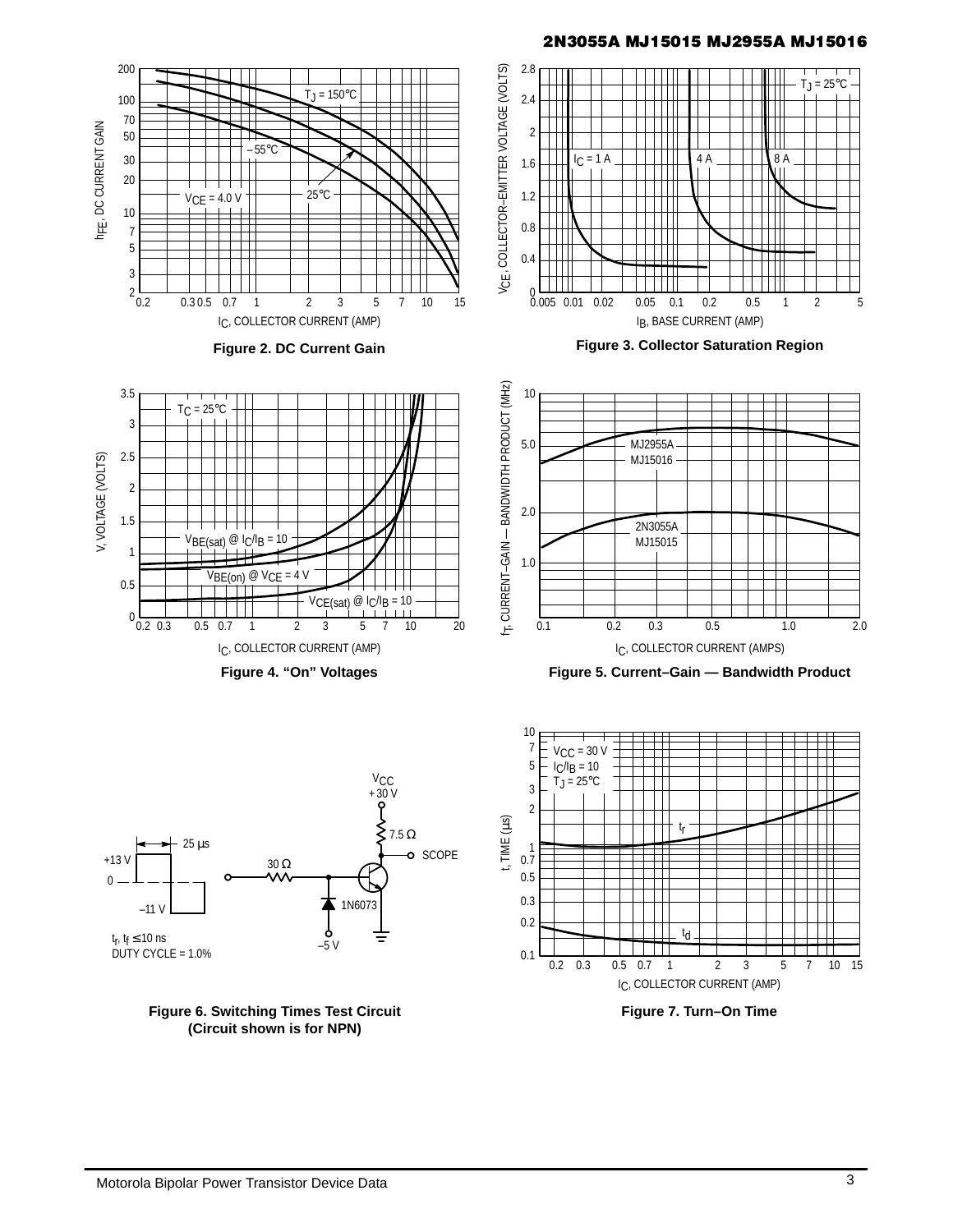Figure 2. DC Current Gain

Figure 3. Collector Saturation Region

Figure 4. “On” Voltages

Figure 5. Current–Gain — Bandwidth Product

Figure 6. Switching Times Test Circuit (Circuit shown is for NPN)

Figure 7. Turn–On Time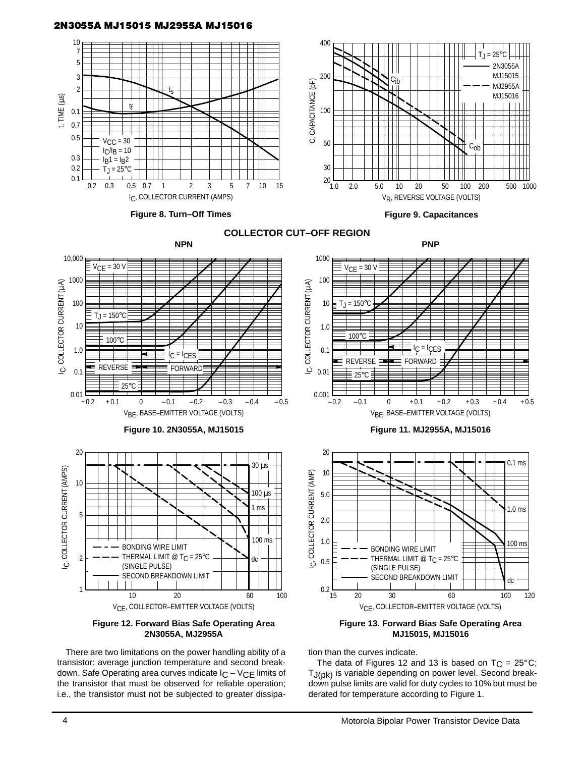**Figure 8. Turn–Off Times**

**Figure 9. Capacitances**

## COLLECTOR CUT–OFF REGION

**Figure 10. 2N3055A, MJ15015**

**Figure 11. MJ2955A, MJ15016**

**Figure 12. Forward Bias Safe Operating Area 2N3055A, MJ2955A**

**Figure 13. Forward Bias Safe Operating Area MJ15015, MJ15016**

There are two limitations on the power handling ability of a transistor: average junction temperature and second breakdown. Safe Operating area curves indicate $I_C – V_{CE}$ limits of the transistor that must be observed for reliable operation; i.e., the transistor must not be subjected to greater dissipation than the curves indicate.

The data of Figures 12 and 13 is based on $T_C = 25°C$; $T_{J(pk)}$ is variable depending on power level. Second breakdown pulse limits are valid for duty cycles to 10% but must be derated for temperature according to Figure 1.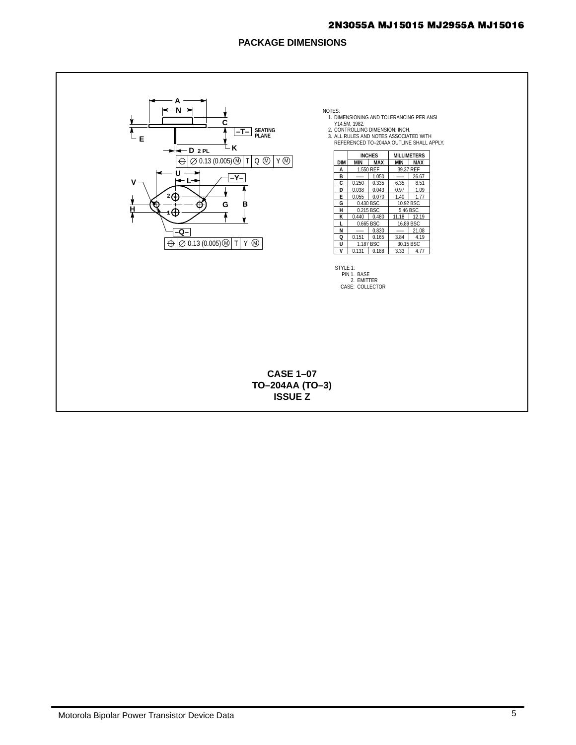## PACKAGE DIMENSIONS

NOTES:
1. DIMENSIONING AND TOLERANCING PER ANSI Y14.5M, 1982.
2. CONTROLLING DIMENSION: INCH.
3. ALL RULES AND NOTES ASSOCIATED WITH REFERENCED TO–204AA OUTLINE SHALL APPLY.

| DIM | INCHES | | MILLIMETERS | |
|---|---|---|---|---|
| | MIN | MAX | MIN | MAX |
| A | 1.550 REF | | 39.37 REF | |
| B | --- | 1.050 | --- | 26.67 |
| C | 0.250 | 0.335 | 6.35 | 8.51 |
| D | 0.038 | 0.043 | 0.97 | 1.09 |
| E | 0.055 | 0.070 | 1.40 | 1.77 |
| G | 0.430 BSC | | 10.92 BSC | |
| H | 0.215 BSC | | 5.46 BSC | |
| K | 0.440 | 0.480 | 11.18 | 12.19 |
| L | 0.665 BSC | | 16.89 BSC | |
| N | --- | 0.830 | --- | 21.08 |
| Q | 0.151 | 0.165 | 3.84 | 4.19 |
| U | 1.187 BSC | | 30.15 BSC | |
| V | 0.131 | 0.188 | 3.33 | 4.77 |

STYLE 1:
PIN 1. BASE
2. EMITTER
CASE: COLLECTOR

**CASE 1–07**
**TO–204AA (TO–3)**
**ISSUE Z**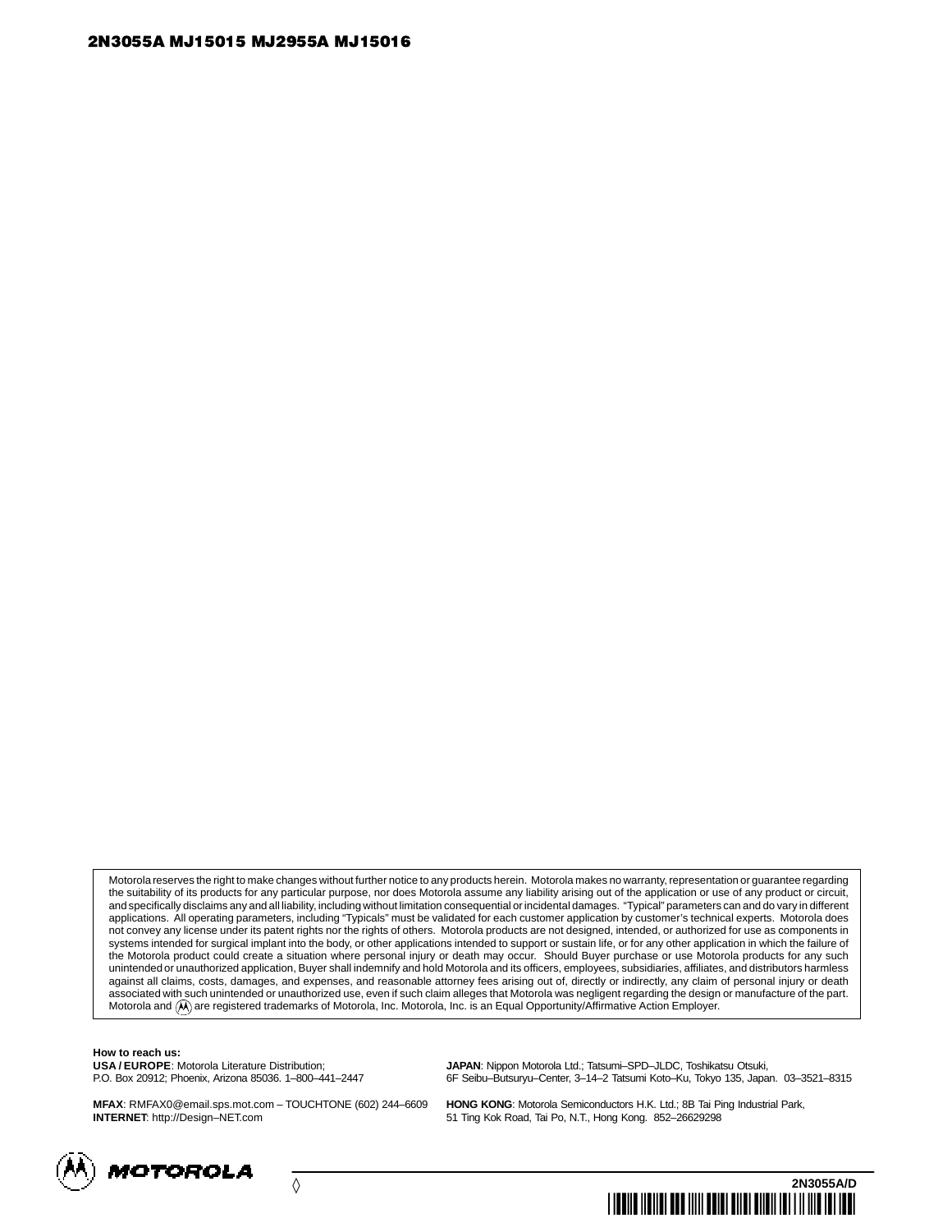Motorola reserves the right to make changes without further notice to any products herein. Motorola makes no warranty, representation or guarantee regarding the suitability of its products for any particular purpose, nor does Motorola assume any liability arising out of the application or use of any product or circuit, and specifically disclaims any and all liability, including without limitation consequential or incidental damages. "Typical" parameters can and do vary in different applications. All operating parameters, including "Typicals" must be validated for each customer application by customer's technical experts. Motorola does not convey any license under its patent rights nor the rights of others. Motorola products are not designed, intended, or authorized for use as components in systems intended for surgical implant into the body, or other applications intended to support or sustain life, or for any other application in which the failure of the Motorola product could create a situation where personal injury or death may occur. Should Buyer purchase or use Motorola products for any such unintended or unauthorized application, Buyer shall indemnify and hold Motorola and its officers, employees, subsidiaries, affiliates, and distributors harmless against all claims, costs, damages, and expenses, and reasonable attorney fees arising out of, directly or indirectly, any claim of personal injury or death associated with such unintended or unauthorized use, even if such claim alleges that Motorola was negligent regarding the design or manufacture of the part. Motorola and Ⓜ are registered trademarks of Motorola, Inc. Motorola, Inc. is an Equal Opportunity/Affirmative Action Employer.

**How to reach us:**
**USA / EUROPE**: Motorola Literature Distribution;
P.O. Box 20912; Phoenix, Arizona 85036. 1–800–441–2447

**MFAX**: RMFAX0@email.sps.mot.com – TOUCHTONE (602) 244–6609
**INTERNET**: http://Design–NET.com

**JAPAN**: Nippon Motorola Ltd.; Tatsumi–SPD–JLDC, Toshikatsu Otsuki,
6F Seibu–Butsuryu–Center, 3–14–2 Tatsumi Koto–Ku, Tokyo 135, Japan. 03–3521–8315

**HONG KONG**: Motorola Semiconductors H.K. Ltd.; 8B Tai Ping Industrial Park,
51 Ting Kok Road, Tai Po, N.T., Hong Kong. 852–26629298

**MOTOROLA**

2N3055A/D